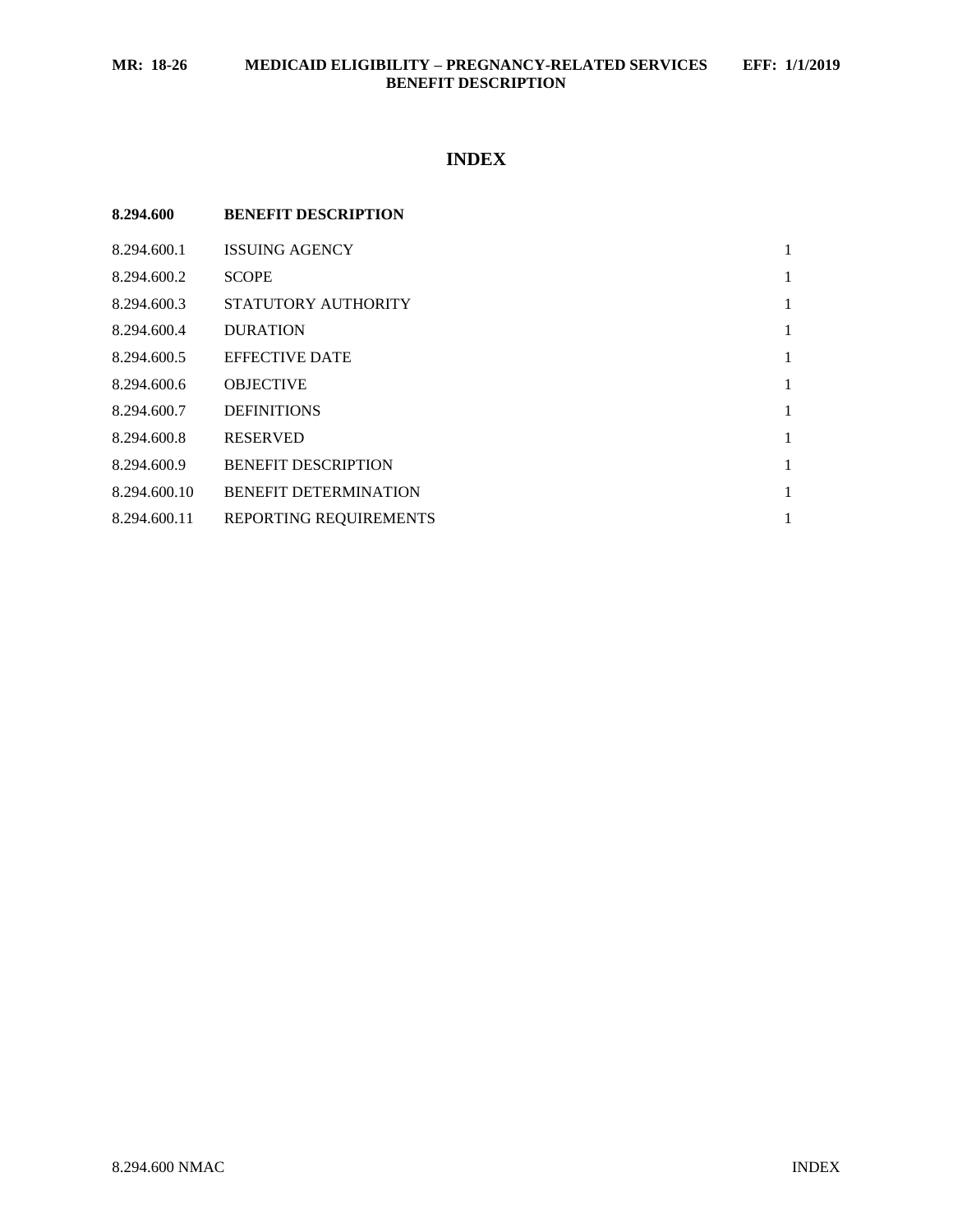# INDEX

**8.294.600 BENEFIT DESCRIPTION**

| | | |
|---|---|---|
| 8.294.600.1 | ISSUING AGENCY | 1 |
| 8.294.600.2 | SCOPE | 1 |
| 8.294.600.3 | STATUTORY AUTHORITY | 1 |
| 8.294.600.4 | DURATION | 1 |
| 8.294.600.5 | EFFECTIVE DATE | 1 |
| 8.294.600.6 | OBJECTIVE | 1 |
| 8.294.600.7 | DEFINITIONS | 1 |
| 8.294.600.8 | RESERVED | 1 |
| 8.294.600.9 | BENEFIT DESCRIPTION | 1 |
| 8.294.600.10 | BENEFIT DETERMINATION | 1 |
| 8.294.600.11 | REPORTING REQUIREMENTS | 1 |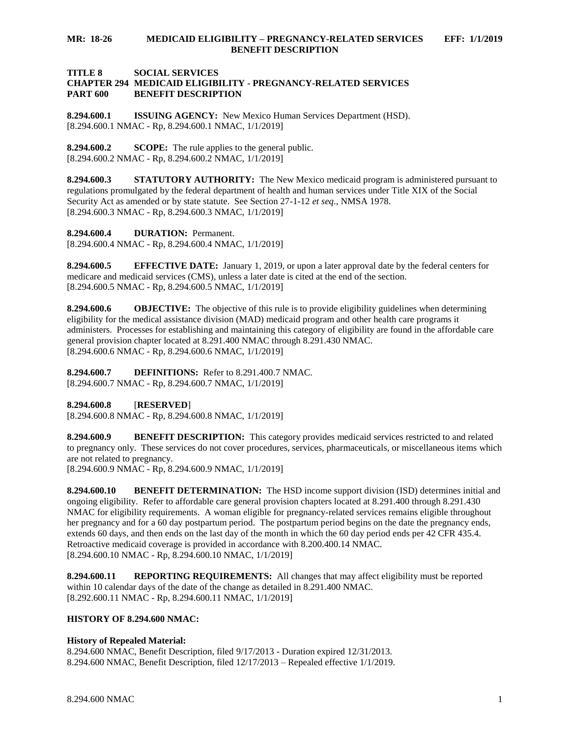# TITLE 8 SOCIAL SERVICES
## CHAPTER 294 MEDICAID ELIGIBILITY - PREGNANCY-RELATED SERVICES
## PART 600 BENEFIT DESCRIPTION

**8.294.600.1 ISSUING AGENCY:** New Mexico Human Services Department (HSD).
[8.294.600.1 NMAC - Rp, 8.294.600.1 NMAC, 1/1/2019]

**8.294.600.2 SCOPE:** The rule applies to the general public.
[8.294.600.2 NMAC - Rp, 8.294.600.2 NMAC, 1/1/2019]

**8.294.600.3 STATUTORY AUTHORITY:** The New Mexico medicaid program is administered pursuant to regulations promulgated by the federal department of health and human services under Title XIX of the Social Security Act as amended or by state statute. See Section 27-1-12 *et seq*., NMSA 1978.
[8.294.600.3 NMAC - Rp, 8.294.600.3 NMAC, 1/1/2019]

**8.294.600.4 DURATION:** Permanent.
[8.294.600.4 NMAC - Rp, 8.294.600.4 NMAC, 1/1/2019]

**8.294.600.5 EFFECTIVE DATE:** January 1, 2019, or upon a later approval date by the federal centers for medicare and medicaid services (CMS), unless a later date is cited at the end of the section.
[8.294.600.5 NMAC - Rp, 8.294.600.5 NMAC, 1/1/2019]

**8.294.600.6 OBJECTIVE:** The objective of this rule is to provide eligibility guidelines when determining eligibility for the medical assistance division (MAD) medicaid program and other health care programs it administers. Processes for establishing and maintaining this category of eligibility are found in the affordable care general provision chapter located at 8.291.400 NMAC through 8.291.430 NMAC.
[8.294.600.6 NMAC - Rp, 8.294.600.6 NMAC, 1/1/2019]

**8.294.600.7 DEFINITIONS:** Refer to 8.291.400.7 NMAC.
[8.294.600.7 NMAC - Rp, 8.294.600.7 NMAC, 1/1/2019]

**8.294.600.8** [**RESERVED**]
[8.294.600.8 NMAC - Rp, 8.294.600.8 NMAC, 1/1/2019]

**8.294.600.9 BENEFIT DESCRIPTION:** This category provides medicaid services restricted to and related to pregnancy only. These services do not cover procedures, services, pharmaceuticals, or miscellaneous items which are not related to pregnancy.
[8.294.600.9 NMAC - Rp, 8.294.600.9 NMAC, 1/1/2019]

**8.294.600.10 BENEFIT DETERMINATION:** The HSD income support division (ISD) determines initial and ongoing eligibility. Refer to affordable care general provision chapters located at 8.291.400 through 8.291.430 NMAC for eligibility requirements. A woman eligible for pregnancy-related services remains eligible throughout her pregnancy and for a 60 day postpartum period. The postpartum period begins on the date the pregnancy ends, extends 60 days, and then ends on the last day of the month in which the 60 day period ends per 42 CFR 435.4. Retroactive medicaid coverage is provided in accordance with 8.200.400.14 NMAC.
[8.294.600.10 NMAC - Rp, 8.294.600.10 NMAC, 1/1/2019]

**8.294.600.11 REPORTING REQUIREMENTS:** All changes that may affect eligibility must be reported within 10 calendar days of the date of the change as detailed in 8.291.400 NMAC.
[8.292.600.11 NMAC - Rp, 8.294.600.11 NMAC, 1/1/2019]

**HISTORY OF 8.294.600 NMAC:**

**History of Repealed Material:**
8.294.600 NMAC, Benefit Description, filed 9/17/2013 - Duration expired 12/31/2013.
8.294.600 NMAC, Benefit Description, filed 12/17/2013 – Repealed effective 1/1/2019.